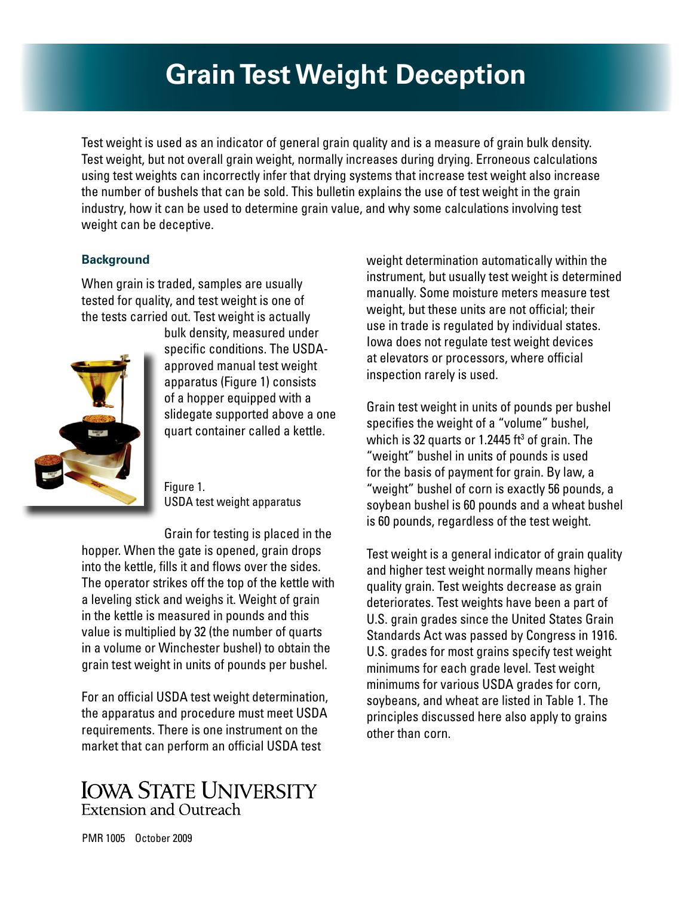# Grain Test Weight Deception

Test weight is used as an indicator of general grain quality and is a measure of grain bulk density. Test weight, but not overall grain weight, normally increases during drying. Erroneous calculations using test weights can incorrectly infer that drying systems that increase test weight also increase the number of bushels that can be sold. This bulletin explains the use of test weight in the grain industry, how it can be used to determine grain value, and why some calculations involving test weight can be deceptive.

## Background

When grain is traded, samples are usually tested for quality, and test weight is one of the tests carried out. Test weight is actually bulk density, measured under specific conditions. The USDA-approved manual test weight apparatus (Figure 1) consists of a hopper equipped with a slidegate supported above a one quart container called a kettle.

Figure 1.
USDA test weight apparatus

Grain for testing is placed in the hopper. When the gate is opened, grain drops into the kettle, fills it and flows over the sides. The operator strikes off the top of the kettle with a leveling stick and weighs it. Weight of grain in the kettle is measured in pounds and this value is multiplied by 32 (the number of quarts in a volume or Winchester bushel) to obtain the grain test weight in units of pounds per bushel.

For an official USDA test weight determination, the apparatus and procedure must meet USDA requirements. There is one instrument on the market that can perform an official USDA test weight determination automatically within the instrument, but usually test weight is determined manually. Some moisture meters measure test weight, but these units are not official; their use in trade is regulated by individual states. Iowa does not regulate test weight devices at elevators or processors, where official inspection rarely is used.

Grain test weight in units of pounds per bushel specifies the weight of a "volume" bushel, which is 32 quarts or 1.2445 ft$^3$ of grain. The "weight" bushel in units of pounds is used for the basis of payment for grain. By law, a "weight" bushel of corn is exactly 56 pounds, a soybean bushel is 60 pounds and a wheat bushel is 60 pounds, regardless of the test weight.

Test weight is a general indicator of grain quality and higher test weight normally means higher quality grain. Test weights decrease as grain deteriorates. Test weights have been a part of U.S. grain grades since the United States Grain Standards Act was passed by Congress in 1916. U.S. grades for most grains specify test weight minimums for each grade level. Test weight minimums for various USDA grades for corn, soybeans, and wheat are listed in Table 1. The principles discussed here also apply to grains other than corn.

PMR 1005 October 2009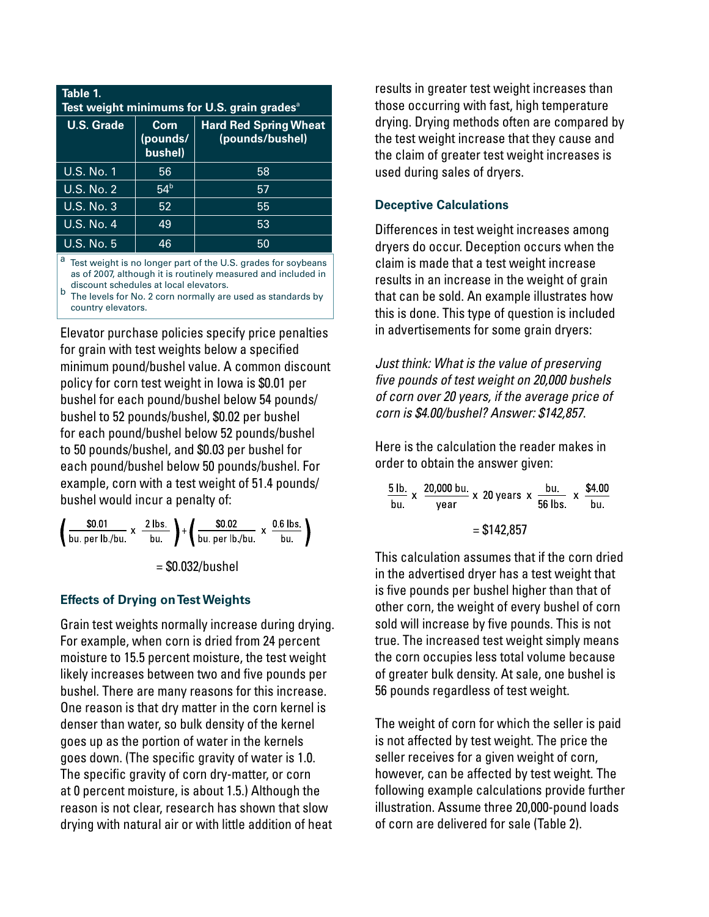**Table 1. Test weight minimums for U.S. grain grades[a]**

| U.S. Grade | Corn (pounds/bushel) | Hard Red Spring Wheat (pounds/bushel) |
|---|---|---|
| U.S. No. 1 | 56 | 58 |
| U.S. No. 2 | 54[b] | 57 |
| U.S. No. 3 | 52 | 55 |
| U.S. No. 4 | 49 | 53 |
| U.S. No. 5 | 46 | 50 |

[a] Test weight is no longer part of the U.S. grades for soybeans as of 2007, although it is routinely measured and included in discount schedules at local elevators.
[b] The levels for No. 2 corn normally are used as standards by country elevators.

Elevator purchase policies specify price penalties for grain with test weights below a specified minimum pound/bushel value. A common discount policy for corn test weight in Iowa is \$0.01 per bushel for each pound/bushel below 54 pounds/bushel to 52 pounds/bushel, \$0.02 per bushel for each pound/bushel below 52 pounds/bushel to 50 pounds/bushel, and \$0.03 per bushel for each pound/bushel below 50 pounds/bushel. For example, corn with a test weight of 51.4 pounds/bushel would incur a penalty of:

$$\left(\frac{\$0.01}{\text{bu. per lb./bu.}} \times \frac{2 \text{ lbs.}}{\text{bu.}}\right) + \left(\frac{\$0.02}{\text{bu. per lb./bu.}} \times \frac{0.6 \text{ lbs.}}{\text{bu.}}\right) = \$0.032/\text{bushel}$$

### Effects of Drying on Test Weights

Grain test weights normally increase during drying. For example, when corn is dried from 24 percent moisture to 15.5 percent moisture, the test weight likely increases between two and five pounds per bushel. There are many reasons for this increase. One reason is that dry matter in the corn kernel is denser than water, so bulk density of the kernel goes up as the portion of water in the kernels goes down. (The specific gravity of water is 1.0. The specific gravity of corn dry-matter, or corn at 0 percent moisture, is about 1.5.) Although the reason is not clear, research has shown that slow drying with natural air or with little addition of heat results in greater test weight increases than those occurring with fast, high temperature drying. Drying methods often are compared by the test weight increase that they cause and the claim of greater test weight increases is used during sales of dryers.

### Deceptive Calculations

Differences in test weight increases among dryers do occur. Deception occurs when the claim is made that a test weight increase results in an increase in the weight of grain that can be sold. An example illustrates how this is done. This type of question is included in advertisements for some grain dryers:

*Just think: What is the value of preserving five pounds of test weight on 20,000 bushels of corn over 20 years, if the average price of corn is \$4.00/bushel? Answer: \$142,857.*

Here is the calculation the reader makes in order to obtain the answer given:

$$\frac{5 \text{ lb.}}{\text{bu.}} \times \frac{20{,}000 \text{ bu.}}{\text{year}} \times 20 \text{ years} \times \frac{\text{bu.}}{56 \text{ lbs.}} \times \frac{\$4.00}{\text{bu.}} = \$142{,}857$$

This calculation assumes that if the corn dried in the advertised dryer has a test weight that is five pounds per bushel higher than that of other corn, the weight of every bushel of corn sold will increase by five pounds. This is not true. The increased test weight simply means the corn occupies less total volume because of greater bulk density. At sale, one bushel is 56 pounds regardless of test weight.

The weight of corn for which the seller is paid is not affected by test weight. The price the seller receives for a given weight of corn, however, can be affected by test weight. The following example calculations provide further illustration. Assume three 20,000-pound loads of corn are delivered for sale (Table 2).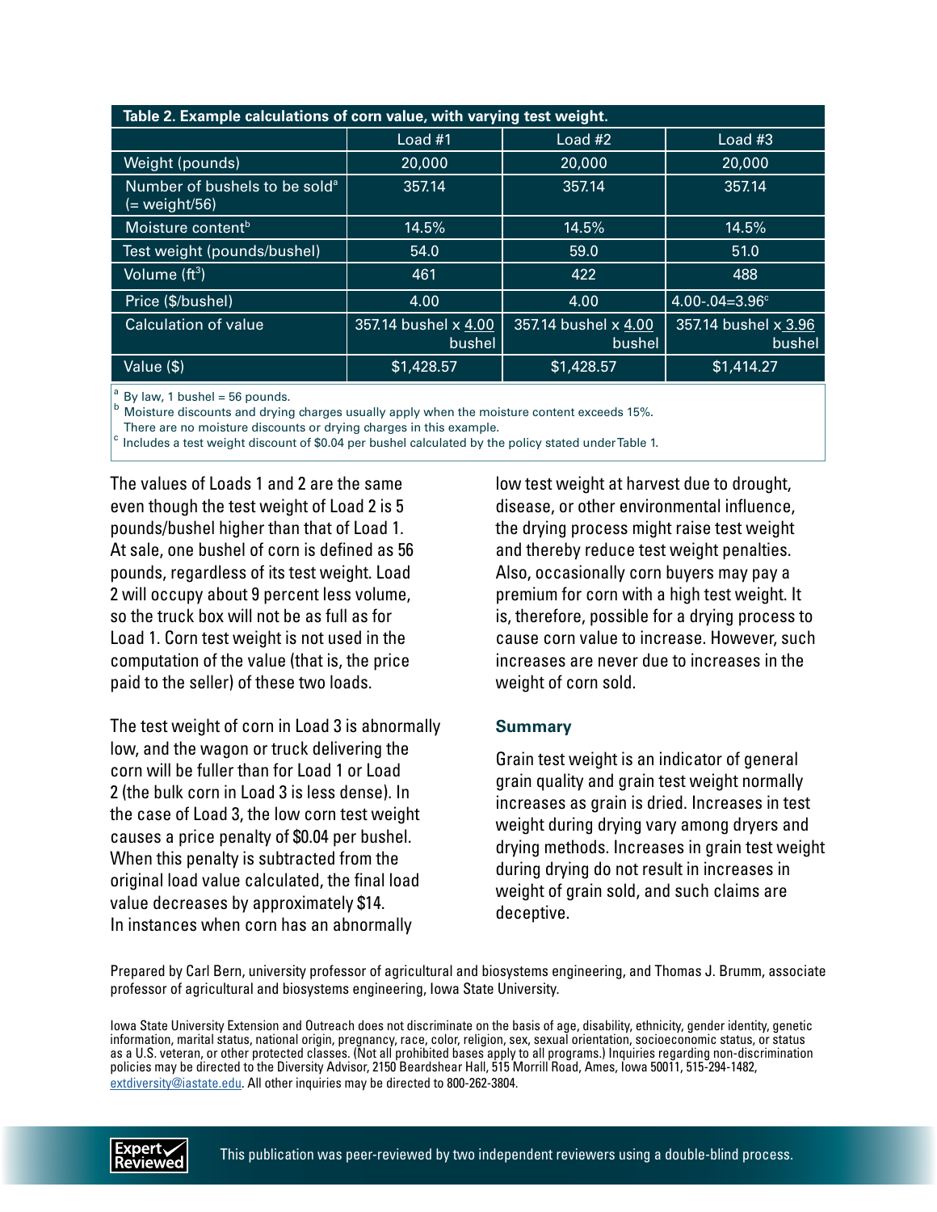| Table 2. Example calculations of corn value, with varying test weight. | | | |
|---|---|---|---|
| | Load #1 | Load #2 | Load #3 |
| Weight (pounds) | 20,000 | 20,000 | 20,000 |
| Number of bushels to be sold[a] (= weight/56) | 357.14 | 357.14 | 357.14 |
| Moisture content[b] | 14.5% | 14.5% | 14.5% |
| Test weight (pounds/bushel) | 54.0 | 59.0 | 51.0 |
| Volume ($ft^3$) | 461 | 422 | 488 |
| Price ($/bushel) | 4.00 | 4.00 | 4.00-.04=3.96[c] |
| Calculation of value | 357.14 bushel x 4.00/bushel | 357.14 bushel x 4.00/bushel | 357.14 bushel x 3.96/bushel |
| Value ($) | $1,428.57 | $1,428.57 | $1,414.27 |

[a] By law, 1 bushel = 56 pounds.
[b] Moisture discounts and drying charges usually apply when the moisture content exceeds 15%. There are no moisture discounts or drying charges in this example.
[c] Includes a test weight discount of $0.04 per bushel calculated by the policy stated under Table 1.

The values of Loads 1 and 2 are the same even though the test weight of Load 2 is 5 pounds/bushel higher than that of Load 1. At sale, one bushel of corn is defined as 56 pounds, regardless of its test weight. Load 2 will occupy about 9 percent less volume, so the truck box will not be as full as for Load 1. Corn test weight is not used in the computation of the value (that is, the price paid to the seller) of these two loads.

The test weight of corn in Load 3 is abnormally low, and the wagon or truck delivering the corn will be fuller than for Load 1 or Load 2 (the bulk corn in Load 3 is less dense). In the case of Load 3, the low corn test weight causes a price penalty of $0.04 per bushel. When this penalty is subtracted from the original load value calculated, the final load value decreases by approximately $14. In instances when corn has an abnormally low test weight at harvest due to drought, disease, or other environmental influence, the drying process might raise test weight and thereby reduce test weight penalties. Also, occasionally corn buyers may pay a premium for corn with a high test weight. It is, therefore, possible for a drying process to cause corn value to increase. However, such increases are never due to increases in the weight of corn sold.

### Summary

Grain test weight is an indicator of general grain quality and grain test weight normally increases as grain is dried. Increases in test weight during drying vary among dryers and drying methods. Increases in grain test weight during drying do not result in increases in weight of grain sold, and such claims are deceptive.

Prepared by Carl Bern, university professor of agricultural and biosystems engineering, and Thomas J. Brumm, associate professor of agricultural and biosystems engineering, Iowa State University.

Iowa State University Extension and Outreach does not discriminate on the basis of age, disability, ethnicity, gender identity, genetic information, marital status, national origin, pregnancy, race, color, religion, sex, sexual orientation, socioeconomic status, or status as a U.S. veteran, or other protected classes. (Not all prohibited bases apply to all programs.) Inquiries regarding non-discrimination policies may be directed to the Diversity Advisor, 2150 Beardshear Hall, 515 Morrill Road, Ames, Iowa 50011, 515-294-1482, extdiversity@iastate.edu. All other inquiries may be directed to 800-262-3804.

Expert Reviewed

This publication was peer-reviewed by two independent reviewers using a double-blind process.